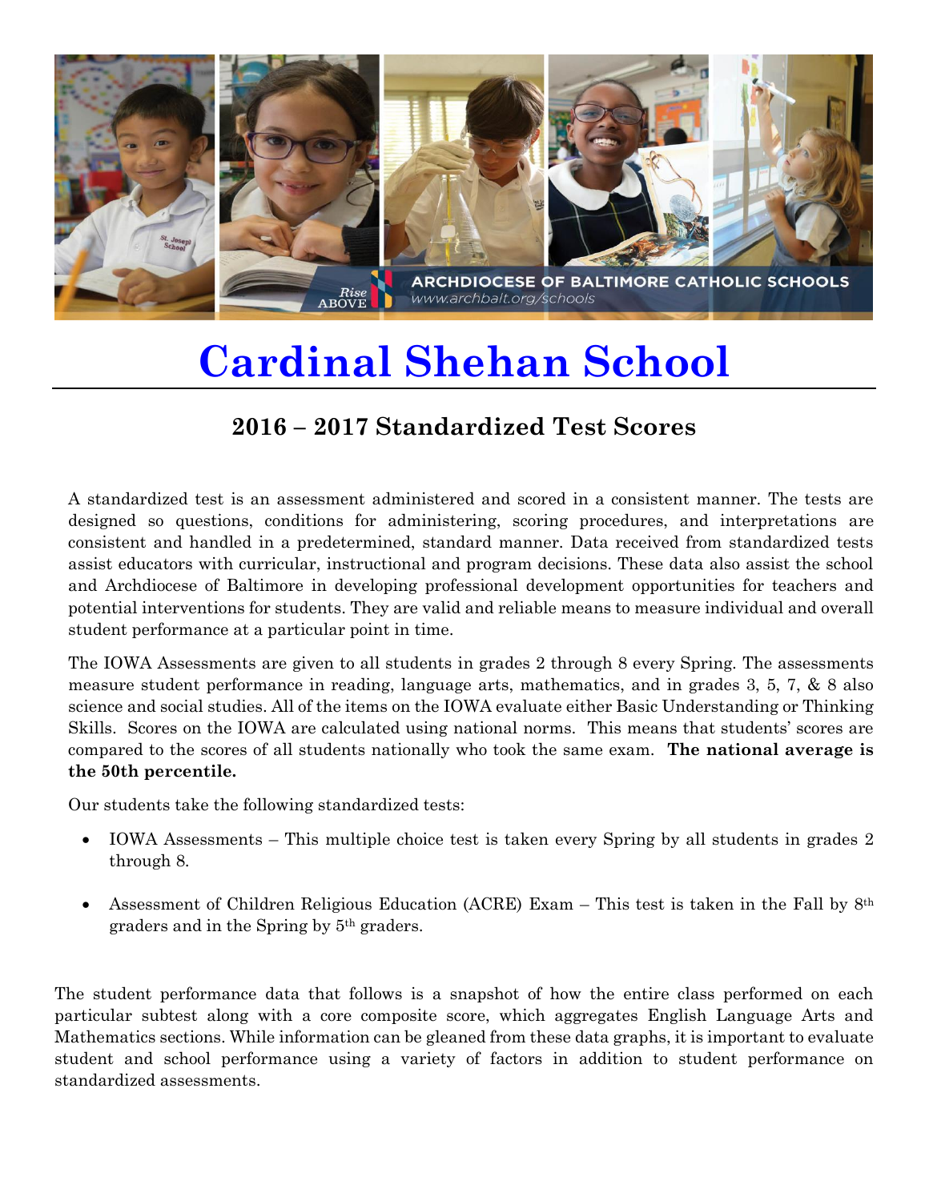# Cardinal Shehan School

## 2016 – 2017 Standardized Test Scores

A standardized test is an assessment administered and scored in a consistent manner. The tests are designed so questions, conditions for administering, scoring procedures, and interpretations are consistent and handled in a predetermined, standard manner. Data received from standardized tests assist educators with curricular, instructional and program decisions. These data also assist the school and Archdiocese of Baltimore in developing professional development opportunities for teachers and potential interventions for students. They are valid and reliable means to measure individual and overall student performance at a particular point in time.

The IOWA Assessments are given to all students in grades 2 through 8 every Spring. The assessments measure student performance in reading, language arts, mathematics, and in grades 3, 5, 7, & 8 also science and social studies. All of the items on the IOWA evaluate either Basic Understanding or Thinking Skills. Scores on the IOWA are calculated using national norms. This means that students' scores are compared to the scores of all students nationally who took the same exam. **The national average is the 50th percentile.**

Our students take the following standardized tests:

- IOWA Assessments – This multiple choice test is taken every Spring by all students in grades 2 through 8.
- Assessment of Children Religious Education (ACRE) Exam – This test is taken in the Fall by 8th graders and in the Spring by 5th graders.

The student performance data that follows is a snapshot of how the entire class performed on each particular subtest along with a core composite score, which aggregates English Language Arts and Mathematics sections. While information can be gleaned from these data graphs, it is important to evaluate student and school performance using a variety of factors in addition to student performance on standardized assessments.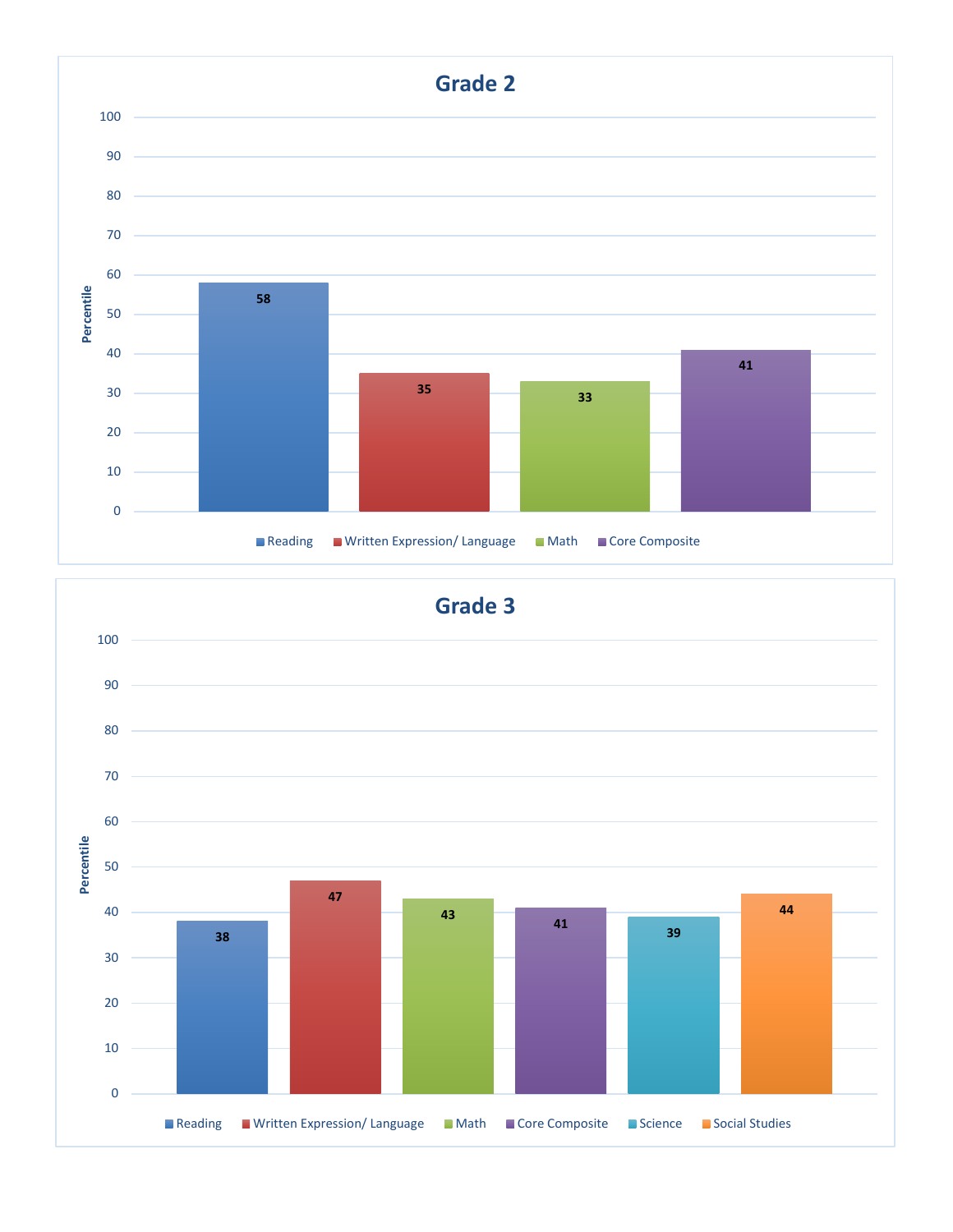## Grade 2

| | Reading | Written Expression/ Language | Math | Core Composite |
|---|---|---|---|---|
| Percentile | 58 | 35 | 33 | 41 |

## Grade 3

| | Reading | Written Expression/ Language | Math | Core Composite | Science | Social Studies |
|---|---|---|---|---|---|---|
| Percentile | 38 | 47 | 43 | 41 | 39 | 44 |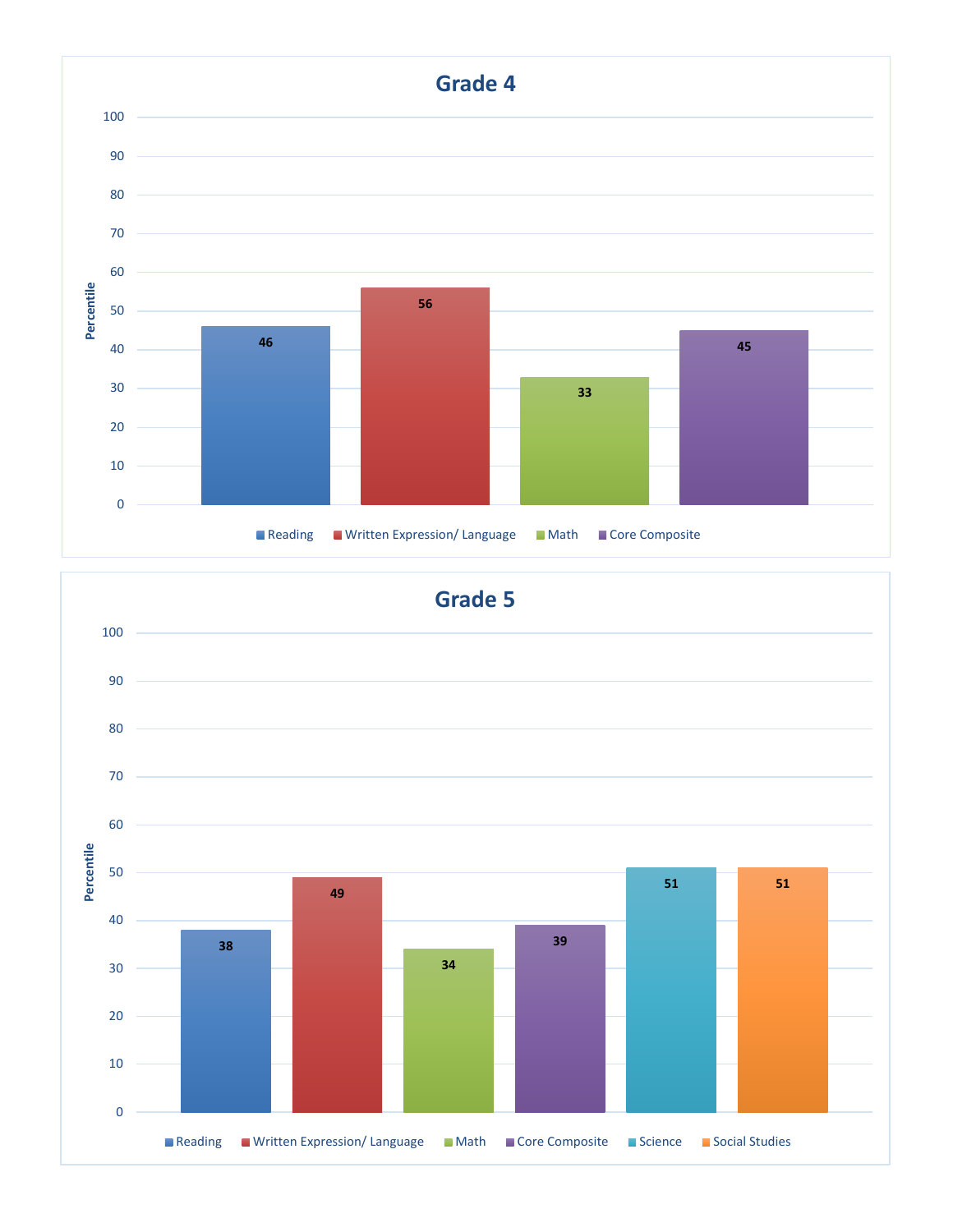## Grade 4

| | Reading | Written Expression/ Language | Math | Core Composite |
|---|---|---|---|---|
| Percentile | 46 | 56 | 33 | 45 |

## Grade 5

| | Reading | Written Expression/ Language | Math | Core Composite | Science | Social Studies |
|---|---|---|---|---|---|---|
| Percentile | 38 | 49 | 34 | 39 | 51 | 51 |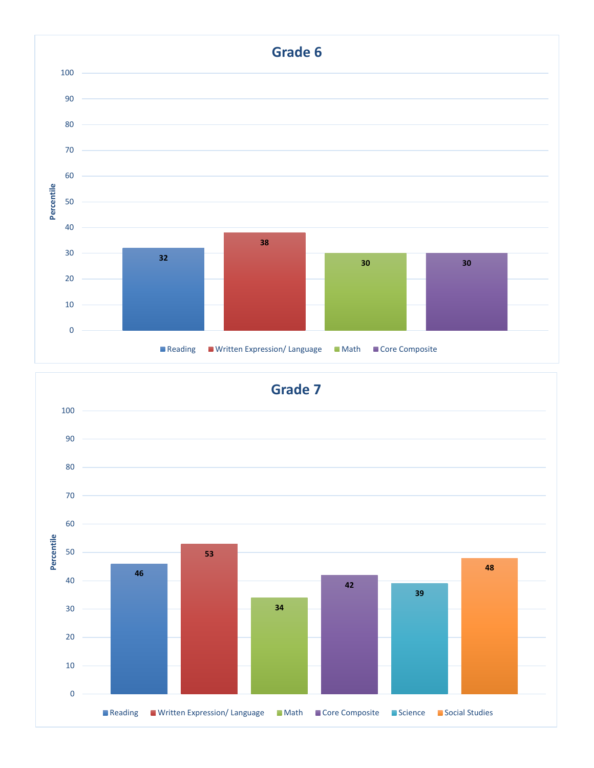## Grade 6

| | Reading | Written Expression/ Language | Math | Core Composite |
|---|---|---|---|---|
| Percentile | 32 | 38 | 30 | 30 |

## Grade 7

| | Reading | Written Expression/ Language | Math | Core Composite | Science | Social Studies |
|---|---|---|---|---|---|---|
| Percentile | 46 | 53 | 34 | 42 | 39 | 48 |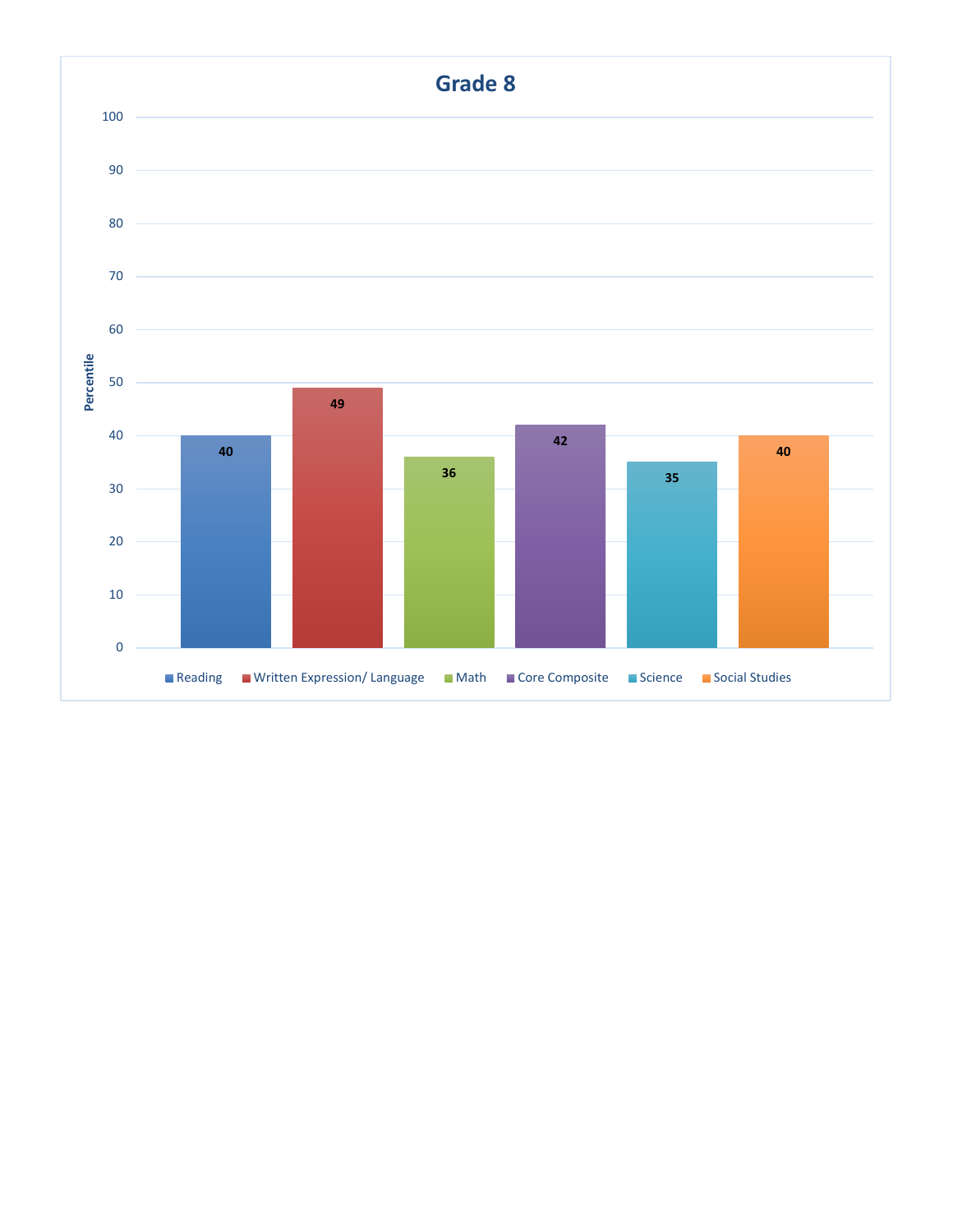## Grade 8

| Subject | Percentile |
|---|---|
| Reading | 40 |
| Written Expression/ Language | 49 |
| Math | 36 |
| Core Composite | 42 |
| Science | 35 |
| Social Studies | 40 |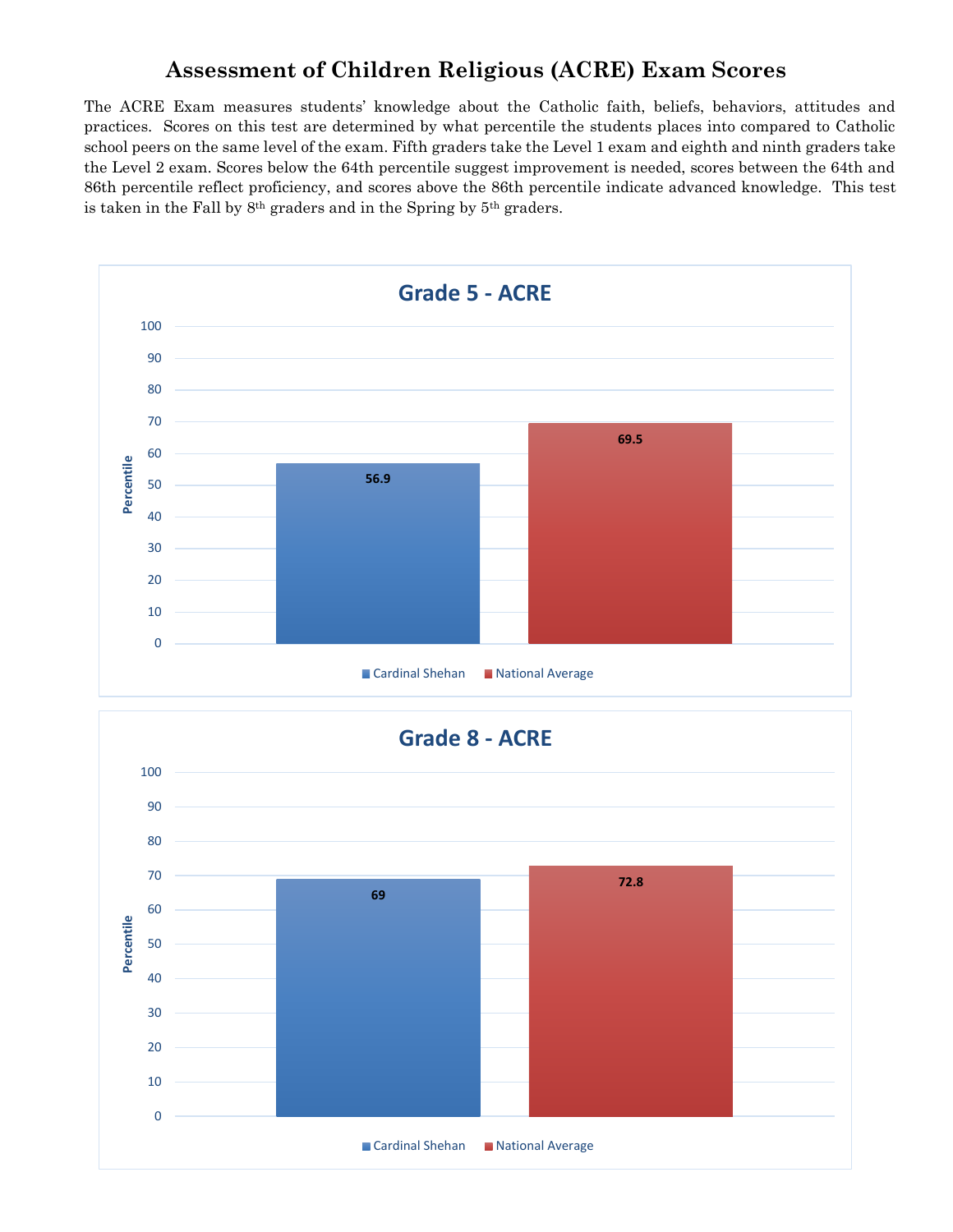# Assessment of Children Religious (ACRE) Exam Scores

The ACRE Exam measures students' knowledge about the Catholic faith, beliefs, behaviors, attitudes and practices. Scores on this test are determined by what percentile the students places into compared to Catholic school peers on the same level of the exam. Fifth graders take the Level 1 exam and eighth and ninth graders take the Level 2 exam. Scores below the 64th percentile suggest improvement is needed, scores between the 64th and 86th percentile reflect proficiency, and scores above the 86th percentile indicate advanced knowledge. This test is taken in the Fall by 8th graders and in the Spring by 5th graders.

Grade 5 - ACRE

Percentile

100
90
80
70
60
50
40
30
20
10
0

56.9
69.5

Cardinal Shehan
National Average

Grade 8 - ACRE

Percentile

100
90
80
70
60
50
40
30
20
10
0

69
72.8

Cardinal Shehan
National Average